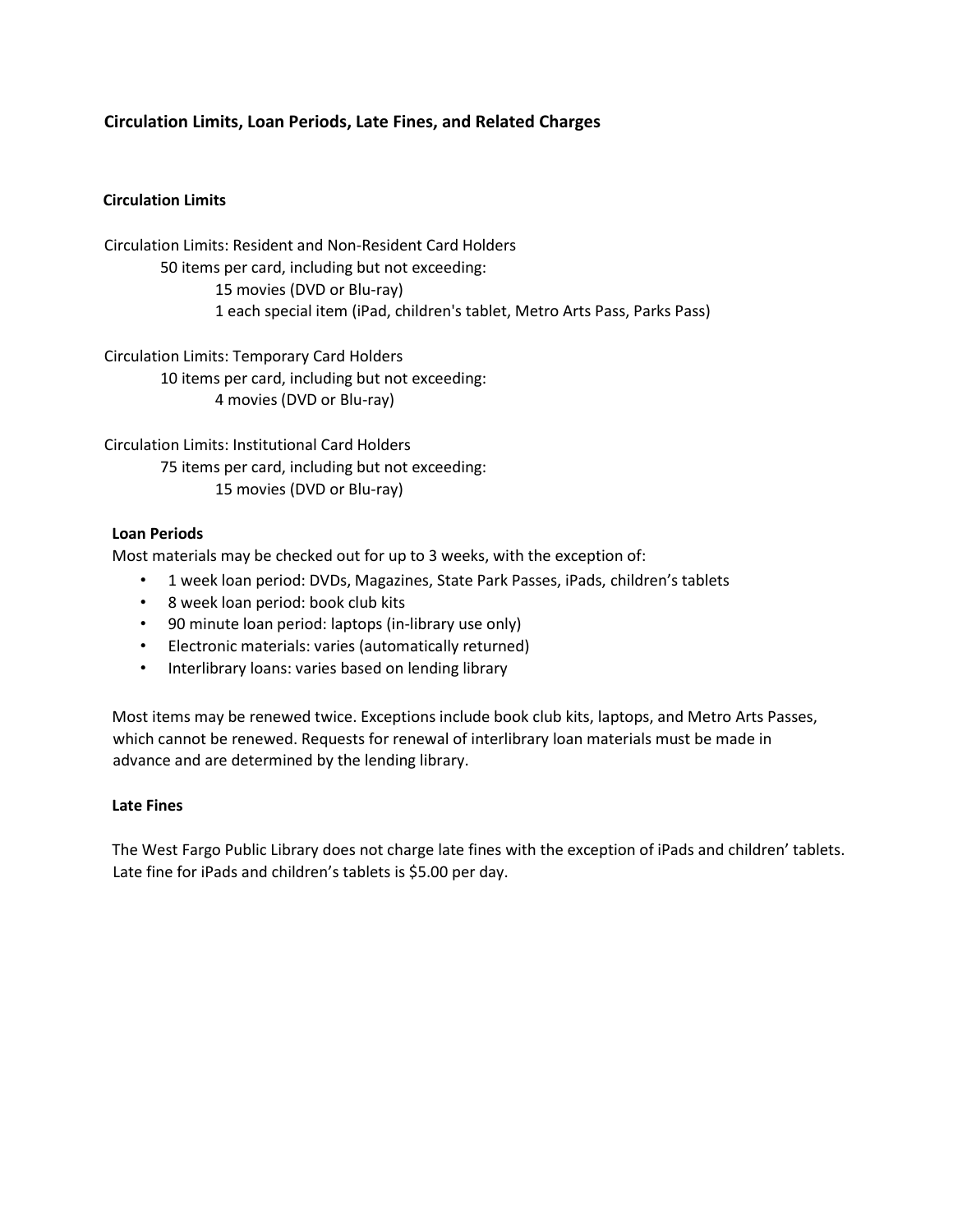# Circulation Limits, Loan Periods, Late Fines, and Related Charges

## Circulation Limits

Circulation Limits: Resident and Non-Resident Card Holders

- 50 items per card, including but not exceeding:
  - 15 movies (DVD or Blu-ray)
  - 1 each special item (iPad, children's tablet, Metro Arts Pass, Parks Pass)

Circulation Limits: Temporary Card Holders

- 10 items per card, including but not exceeding:
  - 4 movies (DVD or Blu-ray)

Circulation Limits: Institutional Card Holders

- 75 items per card, including but not exceeding:
  - 15 movies (DVD or Blu-ray)

## Loan Periods

Most materials may be checked out for up to 3 weeks, with the exception of:

- 1 week loan period: DVDs, Magazines, State Park Passes, iPads, children's tablets
- 8 week loan period: book club kits
- 90 minute loan period: laptops (in-library use only)
- Electronic materials: varies (automatically returned)
- Interlibrary loans: varies based on lending library

Most items may be renewed twice. Exceptions include book club kits, laptops, and Metro Arts Passes, which cannot be renewed. Requests for renewal of interlibrary loan materials must be made in advance and are determined by the lending library.

## Late Fines

The West Fargo Public Library does not charge late fines with the exception of iPads and children' tablets. Late fine for iPads and children's tablets is $5.00 per day.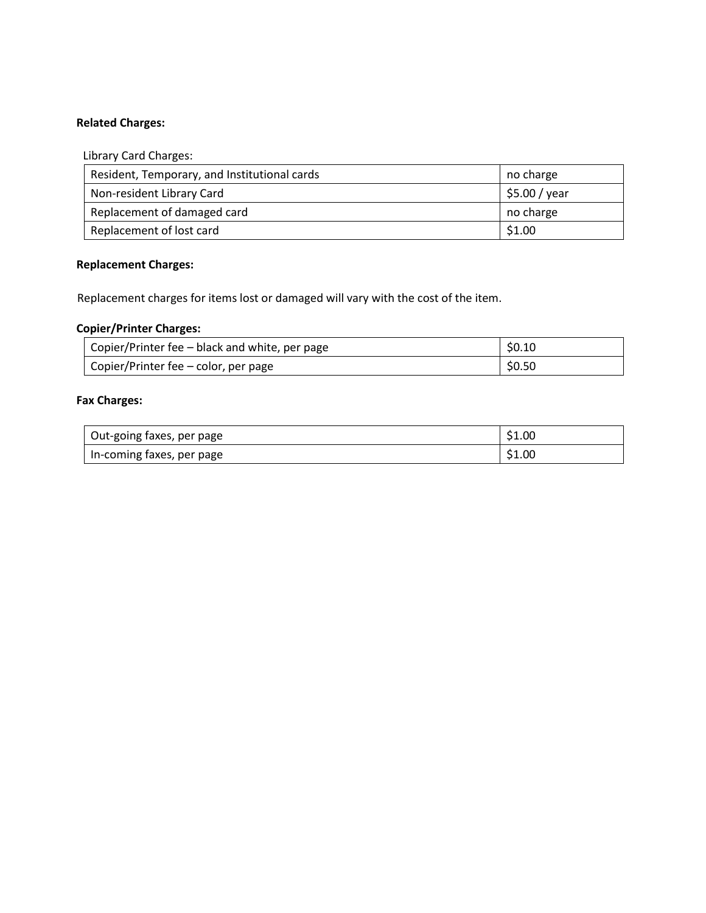**Related Charges:**

Library Card Charges:

| | |
|---|---|
| Resident, Temporary, and Institutional cards | no charge |
| Non-resident Library Card | $5.00 / year |
| Replacement of damaged card | no charge |
| Replacement of lost card | $1.00 |

**Replacement Charges:**

Replacement charges for items lost or damaged will vary with the cost of the item.

**Copier/Printer Charges:**

| | |
|---|---|
| Copier/Printer fee – black and white, per page | $0.10 |
| Copier/Printer fee – color, per page | $0.50 |

**Fax Charges:**

| | |
|---|---|
| Out-going faxes, per page | $1.00 |
| In-coming faxes, per page | $1.00 |